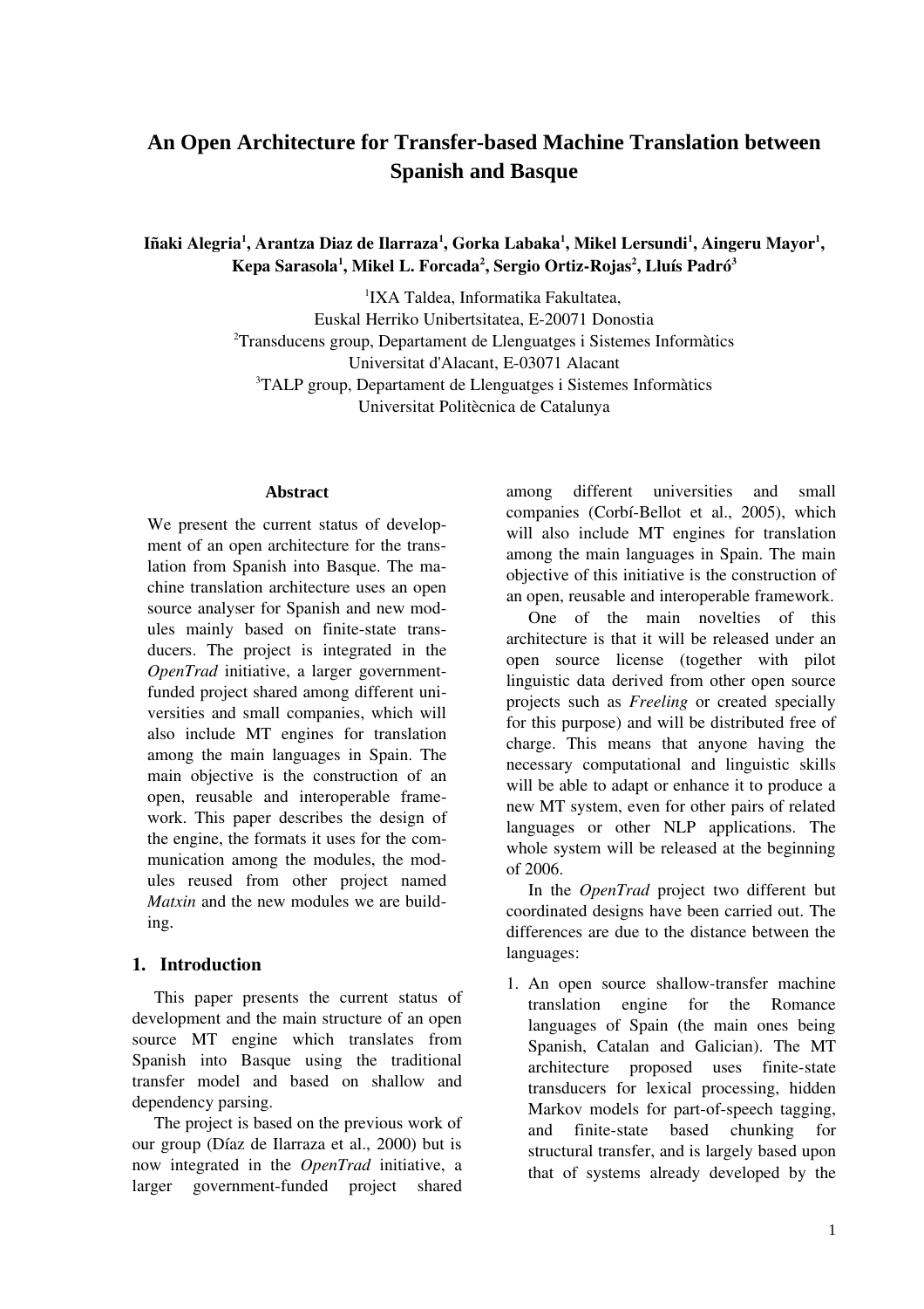# An Open Architecture for Transfer-based Machine Translation between Spanish and Basque

**Iñaki Alegria[1], Arantza Diaz de Ilarraza[1], Gorka Labaka[1], Mikel Lersundi[1], Aingeru Mayor[1], Kepa Sarasola[1], Mikel L. Forcada[2], Sergio Ortiz-Rojas[2], Lluís Padró[3]**

[1]IXA Taldea, Informatika Fakultatea,
Euskal Herriko Unibertsitatea, E-20071 Donostia
[2]Transducens group, Departament de Llenguatges i Sistemes Informàtics
Universitat d'Alacant, E-03071 Alacant
[3]TALP group, Departament de Llenguatges i Sistemes Informàtics
Universitat Politècnica de Catalunya

### Abstract

We present the current status of development of an open architecture for the translation from Spanish into Basque. The machine translation architecture uses an open source analyser for Spanish and new modules mainly based on finite-state transducers. The project is integrated in the *OpenTrad* initiative, a larger government-funded project shared among different universities and small companies, which will also include MT engines for translation among the main languages in Spain. The main objective is the construction of an open, reusable and interoperable framework. This paper describes the design of the engine, the formats it uses for the communication among the modules, the modules reused from other project named *Matxin* and the new modules we are building.

## 1. Introduction

This paper presents the current status of development and the main structure of an open source MT engine which translates from Spanish into Basque using the traditional transfer model and based on shallow and dependency parsing.

The project is based on the previous work of our group (Díaz de Ilarraza et al., 2000) but is now integrated in the *OpenTrad* initiative, a larger government-funded project shared among different universities and small companies (Corbí-Bellot et al., 2005), which will also include MT engines for translation among the main languages in Spain. The main objective of this initiative is the construction of an open, reusable and interoperable framework.

One of the main novelties of this architecture is that it will be released under an open source license (together with pilot linguistic data derived from other open source projects such as *Freeling* or created specially for this purpose) and will be distributed free of charge. This means that anyone having the necessary computational and linguistic skills will be able to adapt or enhance it to produce a new MT system, even for other pairs of related languages or other NLP applications. The whole system will be released at the beginning of 2006.

In the *OpenTrad* project two different but coordinated designs have been carried out. The differences are due to the distance between the languages:

1. An open source shallow-transfer machine translation engine for the Romance languages of Spain (the main ones being Spanish, Catalan and Galician). The MT architecture proposed uses finite-state transducers for lexical processing, hidden Markov models for part-of-speech tagging, and finite-state based chunking for structural transfer, and is largely based upon that of systems already developed by the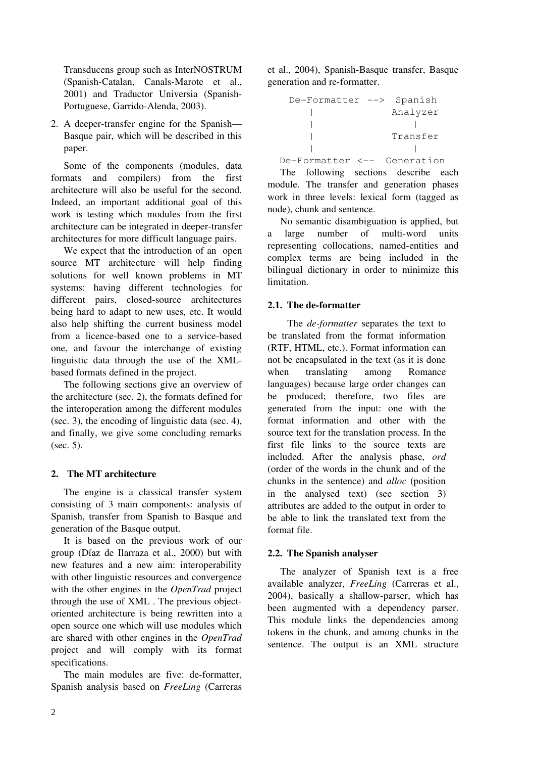Transducens group such as InterNOSTRUM (Spanish-Catalan, Canals-Marote et al., 2001) and Traductor Universia (Spanish-Portuguese, Garrido-Alenda, 2003).

2. A deeper-transfer engine for the Spanish—Basque pair, which will be described in this paper.

Some of the components (modules, data formats and compilers) from the first architecture will also be useful for the second. Indeed, an important additional goal of this work is testing which modules from the first architecture can be integrated in deeper-transfer architectures for more difficult language pairs.

We expect that the introduction of an open source MT architecture will help finding solutions for well known problems in MT systems: having different technologies for different pairs, closed-source architectures being hard to adapt to new uses, etc. It would also help shifting the current business model from a licence-based one to a service-based one, and favour the interchange of existing linguistic data through the use of the XML-based formats defined in the project.

The following sections give an overview of the architecture (sec. 2), the formats defined for the interoperation among the different modules (sec. 3), the encoding of linguistic data (sec. 4), and finally, we give some concluding remarks (sec. 5).

## 2. The MT architecture

The engine is a classical transfer system consisting of 3 main components: analysis of Spanish, transfer from Spanish to Basque and generation of the Basque output.

It is based on the previous work of our group (Díaz de Ilarraza et al., 2000) but with new features and a new aim: interoperability with other linguistic resources and convergence with the other engines in the *OpenTrad* project through the use of XML . The previous object-oriented architecture is being rewritten into a open source one which will use modules which are shared with other engines in the *OpenTrad* project and will comply with its format specifications.

The main modules are five: de-formatter, Spanish analysis based on *FreeLing* (Carreras et al., 2004), Spanish-Basque transfer, Basque generation and re-formatter.

```
  De-Formatter -->  Spanish
      |             Analyzer
      |                 |
      |             Transfer
      |                 |
De-Formatter <--  Generation
```

The following sections describe each module. The transfer and generation phases work in three levels: lexical form (tagged as node), chunk and sentence.

No semantic disambiguation is applied, but a large number of multi-word units representing collocations, named-entities and complex terms are being included in the bilingual dictionary in order to minimize this limitation.

### 2.1. The de-formatter

The *de-formatter* separates the text to be translated from the format information (RTF, HTML, etc.). Format information can not be encapsulated in the text (as it is done when translating among Romance languages) because large order changes can be produced; therefore, two files are generated from the input: one with the format information and other with the source text for the translation process. In the first file links to the source texts are included. After the analysis phase, *ord* (order of the words in the chunk and of the chunks in the sentence) and *alloc* (position in the analysed text) (see section 3) attributes are added to the output in order to be able to link the translated text from the format file.

### 2.2. The Spanish analyser

The analyzer of Spanish text is a free available analyzer, *FreeLing* (Carreras et al., 2004), basically a shallow-parser, which has been augmented with a dependency parser. This module links the dependencies among tokens in the chunk, and among chunks in the sentence. The output is an XML structure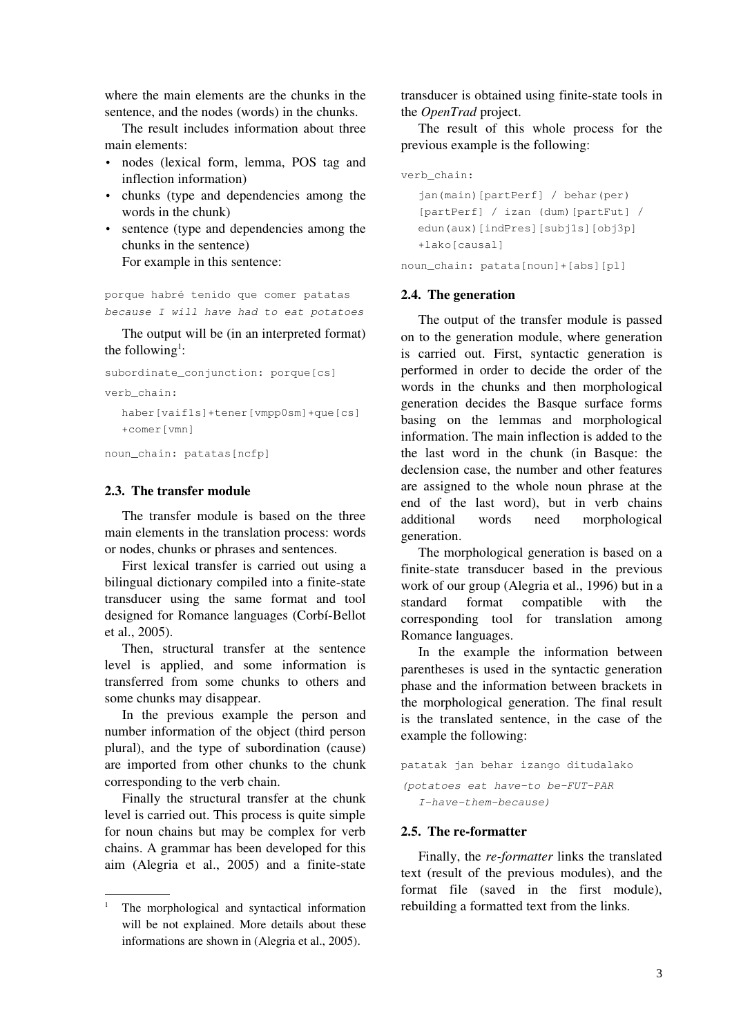where the main elements are the chunks in the sentence, and the nodes (words) in the chunks.

The result includes information about three main elements:

- nodes (lexical form, lemma, POS tag and inflection information)
- chunks (type and dependencies among the words in the chunk)
- sentence (type and dependencies among the chunks in the sentence)

For example in this sentence:

```
porque habré tenido que comer patatas
because I will have had to eat potatoes
```

The output will be (in an interpreted format) the following[1]:

```
subordinate_conjunction: porque[cs]
verb_chain:
  haber[vaif1s]+tener[vmpp0sm]+que[cs]
  +comer[vmn]
noun_chain: patatas[ncfp]
```

### 2.3. The transfer module

The transfer module is based on the three main elements in the translation process: words or nodes, chunks or phrases and sentences.

First lexical transfer is carried out using a bilingual dictionary compiled into a finite-state transducer using the same format and tool designed for Romance languages (Corbí-Bellot et al., 2005).

Then, structural transfer at the sentence level is applied, and some information is transferred from some chunks to others and some chunks may disappear.

In the previous example the person and number information of the object (third person plural), and the type of subordination (cause) are imported from other chunks to the chunk corresponding to the verb chain.

Finally the structural transfer at the chunk level is carried out. This process is quite simple for noun chains but may be complex for verb chains. A grammar has been developed for this aim (Alegria et al., 2005) and a finite-state transducer is obtained using finite-state tools in the *OpenTrad* project.

The result of this whole process for the previous example is the following:

```
verb_chain:
  jan(main)[partPerf] / behar(per)
  [partPerf] / izan (dum)[partFut] /
  edun(aux)[indPres][subj1s][obj3p]
  +lako[causal]
noun_chain: patata[noun]+[abs][pl]
```

### 2.4. The generation

The output of the transfer module is passed on to the generation module, where generation is carried out. First, syntactic generation is performed in order to decide the order of the words in the chunks and then morphological generation decides the Basque surface forms basing on the lemmas and morphological information. The main inflection is added to the the last word in the chunk (in Basque: the declension case, the number and other features are assigned to the whole noun phrase at the end of the last word), but in verb chains additional words need morphological generation.

The morphological generation is based on a finite-state transducer based in the previous work of our group (Alegria et al., 1996) but in a standard format compatible with the corresponding tool for translation among Romance languages.

In the example the information between parentheses is used in the syntactic generation phase and the information between brackets in the morphological generation. The final result is the translated sentence, in the case of the example the following:

```
patatak jan behar izango ditudalako
(potatoes eat have-to be-FUT-PAR
  I-have-them-because)
```

### 2.5. The re-formatter

Finally, the *re-formatter* links the translated text (result of the previous modules), and the format file (saved in the first module), rebuilding a formatted text from the links.

---

[1] The morphological and syntactical information will be not explained. More details about these informations are shown in (Alegria et al., 2005).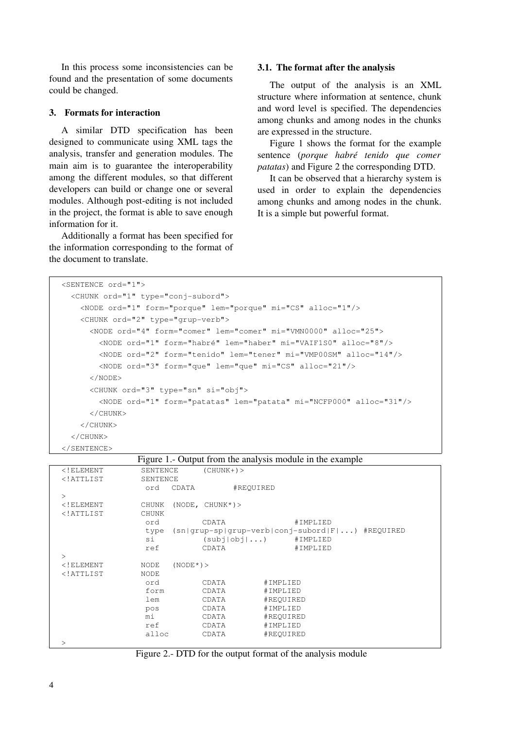In this process some inconsistencies can be found and the presentation of some documents could be changed.

## 3. Formats for interaction

A similar DTD specification has been designed to communicate using XML tags the analysis, transfer and generation modules. The main aim is to guarantee the interoperability among the different modules, so that different developers can build or change one or several modules. Although post-editing is not included in the project, the format is able to save enough information for it.

Additionally a format has been specified for the information corresponding to the format of the document to translate.

### 3.1. The format after the analysis

The output of the analysis is an XML structure where information at sentence, chunk and word level is specified. The dependencies among chunks and among nodes in the chunks are expressed in the structure.

Figure 1 shows the format for the example sentence (*porque habré tenido que comer patatas*) and Figure 2 the corresponding DTD.

It can be observed that a hierarchy system is used in order to explain the dependencies among chunks and among nodes in the chunk. It is a simple but powerful format.

```
<SENTENCE ord="1">
  <CHUNK ord="1" type="conj-subord">
    <NODE ord="1" form="porque" lem="porque" mi="CS" alloc="1"/>
    <CHUNK ord="2" type="grup-verb">
      <NODE ord="4" form="comer" lem="comer" mi="VMN0000" alloc="25">
        <NODE ord="1" form="habré" lem="haber" mi="VAIF1S0" alloc="8"/>
        <NODE ord="2" form="tenido" lem="tener" mi="VMP00SM" alloc="14"/>
        <NODE ord="3" form="que" lem="que" mi="CS" alloc="21"/>
      </NODE>
      <CHUNK ord="3" type="sn" si="obj">
        <NODE ord="1" form="patatas" lem="patata" mi="NCFP000" alloc="31"/>
      </CHUNK>
    </CHUNK>
  </CHUNK>
</SENTENCE>
```

Figure 1.- Output from the analysis module in the example

```
<!ELEMENT       SENTENCE     (CHUNK+)>
<!ATTLIST       SENTENCE
                 ord   CDATA        #REQUIRED
>
<!ELEMENT       CHUNK  (NODE, CHUNK*)>
<!ATTLIST       CHUNK
                 ord        CDATA              #IMPLIED
                 type  (sn|grup-sp|grup-verb|conj-subord|F|...) #REQUIRED
                 si         (subj|obj|...)     #IMPLIED
                 ref        CDATA              #IMPLIED
>
<!ELEMENT       NODE   (NODE*)>
<!ATTLIST       NODE
                 ord        CDATA        #IMPLIED
                 form       CDATA        #IMPLIED
                 lem        CDATA        #REQUIRED
                 pos        CDATA        #IMPLIED
                 mi         CDATA        #REQUIRED
                 ref        CDATA        #IMPLIED
                 alloc      CDATA        #REQUIRED
>
```

Figure 2.- DTD for the output format of the analysis module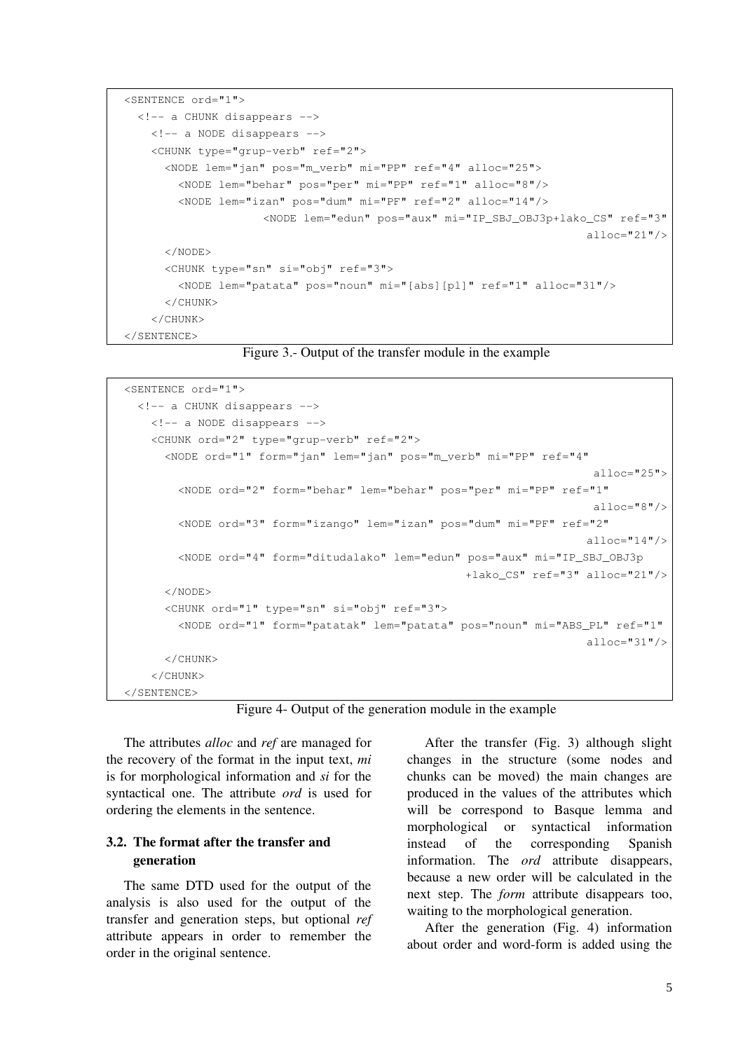```
<SENTENCE ord="1">
  <!-- a CHUNK disappears -->
    <!-- a NODE disappears -->
    <CHUNK type="grup-verb" ref="2">
      <NODE lem="jan" pos="m_verb" mi="PP" ref="4" alloc="25">
        <NODE lem="behar" pos="per" mi="PP" ref="1" alloc="8"/>
        <NODE lem="izan" pos="dum" mi="PF" ref="2" alloc="14"/>
                    <NODE lem="edun" pos="aux" mi="IP_SBJ_OBJ3p+lako_CS" ref="3"
                                                                    alloc="21"/>
      </NODE>
      <CHUNK type="sn" si="obj" ref="3">
        <NODE lem="patata" pos="noun" mi="[abs][pl]" ref="1" alloc="31"/>
      </CHUNK>
    </CHUNK>
</SENTENCE>
```

Figure 3.- Output of the transfer module in the example

```
<SENTENCE ord="1">
  <!-- a CHUNK disappears -->
    <!-- a NODE disappears -->
    <CHUNK ord="2" type="grup-verb" ref="2">
      <NODE ord="1" form="jan" lem="jan" pos="m_verb" mi="PP" ref="4"
                                                                     alloc="25">
        <NODE ord="2" form="behar" lem="behar" pos="per" mi="PP" ref="1"
                                                                     alloc="8"/>
        <NODE ord="3" form="izango" lem="izan" pos="dum" mi="PF" ref="2"
                                                                    alloc="14"/>
        <NODE ord="4" form="ditudalako" lem="edun" pos="aux" mi="IP_SBJ_OBJ3p
                                                    +lako_CS" ref="3" alloc="21"/>
      </NODE>
      <CHUNK ord="1" type="sn" si="obj" ref="3">
        <NODE ord="1" form="patatak" lem="patata" pos="noun" mi="ABS_PL" ref="1"
                                                                    alloc="31"/>
      </CHUNK>
    </CHUNK>
</SENTENCE>
```

Figure 4- Output of the generation module in the example

The attributes *alloc* and *ref* are managed for the recovery of the format in the input text, *mi* is for morphological information and *si* for the syntactical one. The attribute *ord* is used for ordering the elements in the sentence.

### 3.2. The format after the transfer and generation

The same DTD used for the output of the analysis is also used for the output of the transfer and generation steps, but optional *ref* attribute appears in order to remember the order in the original sentence.

After the transfer (Fig. 3) although slight changes in the structure (some nodes and chunks can be moved) the main changes are produced in the values of the attributes which will be correspond to Basque lemma and morphological or syntactical information instead of the corresponding Spanish information. The *ord* attribute disappears, because a new order will be calculated in the next step. The *form* attribute disappears too, waiting to the morphological generation.

After the generation (Fig. 4) information about order and word-form is added using the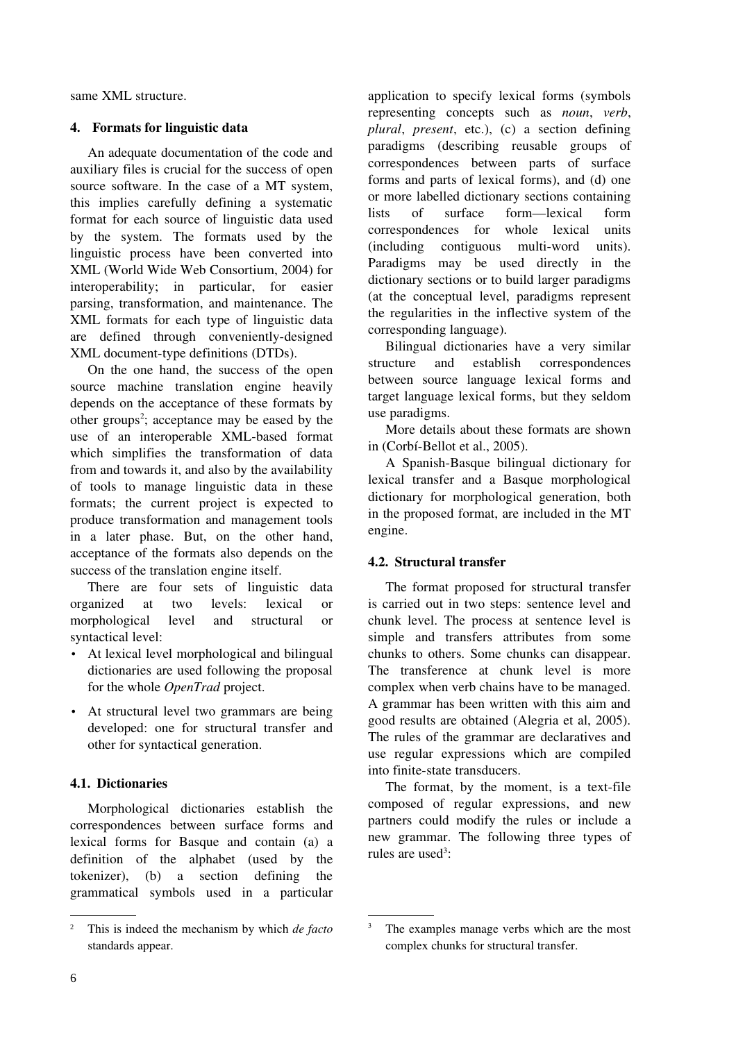same XML structure.

## 4. Formats for linguistic data

An adequate documentation of the code and auxiliary files is crucial for the success of open source software. In the case of a MT system, this implies carefully defining a systematic format for each source of linguistic data used by the system. The formats used by the linguistic process have been converted into XML (World Wide Web Consortium, 2004) for interoperability; in particular, for easier parsing, transformation, and maintenance. The XML formats for each type of linguistic data are defined through conveniently-designed XML document-type definitions (DTDs).

On the one hand, the success of the open source machine translation engine heavily depends on the acceptance of these formats by other groups[2]; acceptance may be eased by the use of an interoperable XML-based format which simplifies the transformation of data from and towards it, and also by the availability of tools to manage linguistic data in these formats; the current project is expected to produce transformation and management tools in a later phase. But, on the other hand, acceptance of the formats also depends on the success of the translation engine itself.

There are four sets of linguistic data organized at two levels: lexical or morphological level and structural or syntactical level:

- At lexical level morphological and bilingual dictionaries are used following the proposal for the whole *OpenTrad* project.
- At structural level two grammars are being developed: one for structural transfer and other for syntactical generation.

### 4.1. Dictionaries

Morphological dictionaries establish the correspondences between surface forms and lexical forms for Basque and contain (a) a definition of the alphabet (used by the tokenizer), (b) a section defining the grammatical symbols used in a particular application to specify lexical forms (symbols representing concepts such as *noun*, *verb*, *plural*, *present*, etc.), (c) a section defining paradigms (describing reusable groups of correspondences between parts of surface forms and parts of lexical forms), and (d) one or more labelled dictionary sections containing lists of surface form—lexical form correspondences for whole lexical units (including contiguous multi-word units). Paradigms may be used directly in the dictionary sections or to build larger paradigms (at the conceptual level, paradigms represent the regularities in the inflective system of the corresponding language).

Bilingual dictionaries have a very similar structure and establish correspondences between source language lexical forms and target language lexical forms, but they seldom use paradigms.

More details about these formats are shown in (Corbí-Bellot et al., 2005).

A Spanish-Basque bilingual dictionary for lexical transfer and a Basque morphological dictionary for morphological generation, both in the proposed format, are included in the MT engine.

### 4.2. Structural transfer

The format proposed for structural transfer is carried out in two steps: sentence level and chunk level. The process at sentence level is simple and transfers attributes from some chunks to others. Some chunks can disappear. The transference at chunk level is more complex when verb chains have to be managed. A grammar has been written with this aim and good results are obtained (Alegria et al, 2005). The rules of the grammar are declaratives and use regular expressions which are compiled into finite-state transducers.

The format, by the moment, is a text-file composed of regular expressions, and new partners could modify the rules or include a new grammar. The following three types of rules are used[3]:

---

[2] This is indeed the mechanism by which *de facto* standards appear.

[3] The examples manage verbs which are the most complex chunks for structural transfer.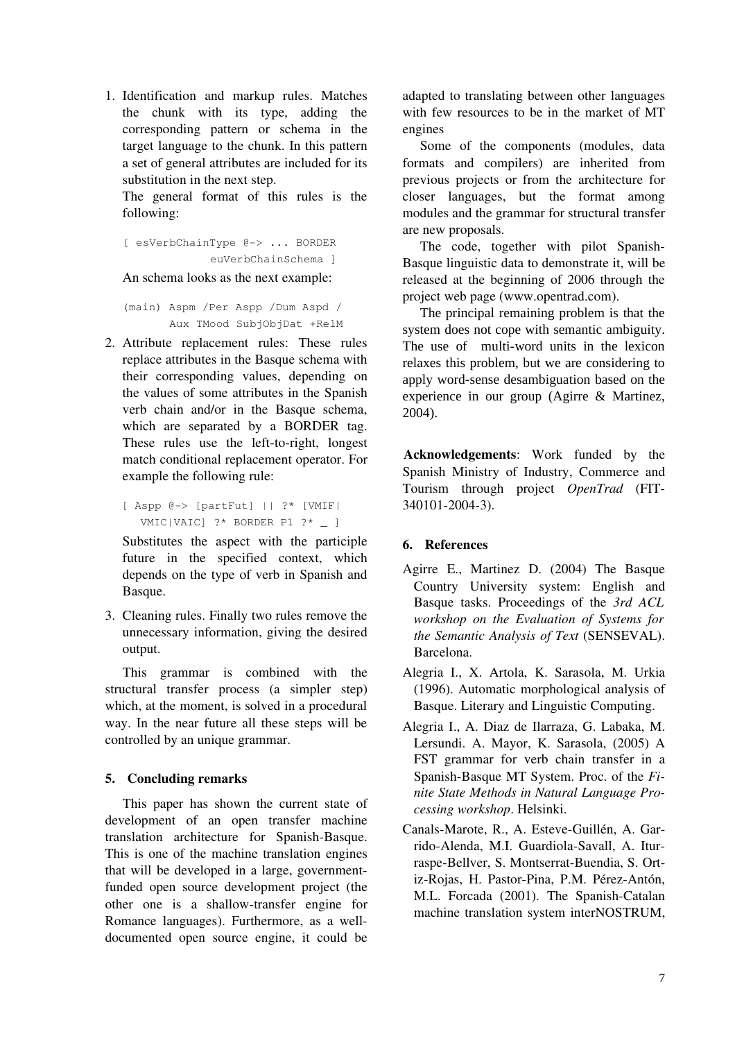1. Identification and markup rules. Matches the chunk with its type, adding the corresponding pattern or schema in the target language to the chunk. In this pattern a set of general attributes are included for its substitution in the next step.

   The general format of this rules is the following:

   ```
   [ esVerbChainType @-> ... BORDER
               euVerbChainSchema ]
   ```

   An schema looks as the next example:

   ```
   (main) Aspm /Per Aspp /Dum Aspd /
          Aux TMood SubjObjDat +RelM
   ```

2. Attribute replacement rules: These rules replace attributes in the Basque schema with their corresponding values, depending on the values of some attributes in the Spanish verb chain and/or in the Basque schema, which are separated by a BORDER tag. These rules use the left-to-right, longest match conditional replacement operator. For example the following rule:

   ```
   [ Aspp @-> [partFut] || ?* [VMIF|
      VMIC|VAIC] ?* BORDER P1 ?* _ ]
   ```

   Substitutes the aspect with the participle future in the specified context, which depends on the type of verb in Spanish and Basque.

3. Cleaning rules. Finally two rules remove the unnecessary information, giving the desired output.

This grammar is combined with the structural transfer process (a simpler step) which, at the moment, is solved in a procedural way. In the near future all these steps will be controlled by an unique grammar.

## 5. Concluding remarks

This paper has shown the current state of development of an open transfer machine translation architecture for Spanish-Basque. This is one of the machine translation engines that will be developed in a large, government-funded open source development project (the other one is a shallow-transfer engine for Romance languages). Furthermore, as a well-documented open source engine, it could be adapted to translating between other languages with few resources to be in the market of MT engines

Some of the components (modules, data formats and compilers) are inherited from previous projects or from the architecture for closer languages, but the format among modules and the grammar for structural transfer are new proposals.

The code, together with pilot Spanish-Basque linguistic data to demonstrate it, will be released at the beginning of 2006 through the project web page (www.opentrad.com).

The principal remaining problem is that the system does not cope with semantic ambiguity. The use of multi-word units in the lexicon relaxes this problem, but we are considering to apply word-sense desambiguation based on the experience in our group (Agirre & Martinez, 2004).

**Acknowledgements**: Work funded by the Spanish Ministry of Industry, Commerce and Tourism through project *OpenTrad* (FIT-340101-2004-3).

## 6. References

Agirre E., Martinez D. (2004) The Basque Country University system: English and Basque tasks. Proceedings of the *3rd ACL workshop on the Evaluation of Systems for the Semantic Analysis of Text* (SENSEVAL). Barcelona.

Alegria I., X. Artola, K. Sarasola, M. Urkia (1996). Automatic morphological analysis of Basque. Literary and Linguistic Computing.

Alegria I., A. Diaz de Ilarraza, G. Labaka, M. Lersundi. A. Mayor, K. Sarasola, (2005) A FST grammar for verb chain transfer in a Spanish-Basque MT System. Proc. of the *Finite State Methods in Natural Language Processing workshop*. Helsinki.

Canals-Marote, R., A. Esteve-Guillén, A. Garrido-Alenda, M.I. Guardiola-Savall, A. Iturraspe-Bellver, S. Montserrat-Buendia, S. Ortiz-Rojas, H. Pastor-Pina, P.M. Pérez-Antón, M.L. Forcada (2001). The Spanish-Catalan machine translation system interNOSTRUM,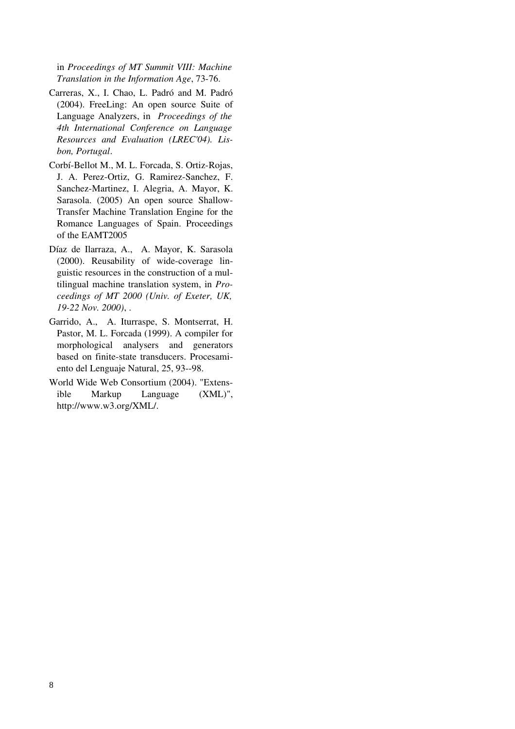in *Proceedings of MT Summit VIII: Machine Translation in the Information Age*, 73-76.

Carreras, X., I. Chao, L. Padró and M. Padró (2004). FreeLing: An open source Suite of Language Analyzers, in *Proceedings of the 4th International Conference on Language Resources and Evaluation (LREC'04). Lisbon, Portugal*.

Corbí-Bellot M., M. L. Forcada, S. Ortiz-Rojas, J. A. Perez-Ortiz, G. Ramirez-Sanchez, F. Sanchez-Martinez, I. Alegria, A. Mayor, K. Sarasola. (2005) An open source Shallow-Transfer Machine Translation Engine for the Romance Languages of Spain. Proceedings of the EAMT2005

Díaz de Ilarraza, A., A. Mayor, K. Sarasola (2000). Reusability of wide-coverage linguistic resources in the construction of a multilingual machine translation system, in *Proceedings of MT 2000 (Univ. of Exeter, UK, 19-22 Nov. 2000)*, .

Garrido, A., A. Iturraspe, S. Montserrat, H. Pastor, M. L. Forcada (1999). A compiler for morphological analysers and generators based on finite-state transducers. Procesamiento del Lenguaje Natural, 25, 93--98.

World Wide Web Consortium (2004). "Extensible Markup Language (XML)", http://www.w3.org/XML/.